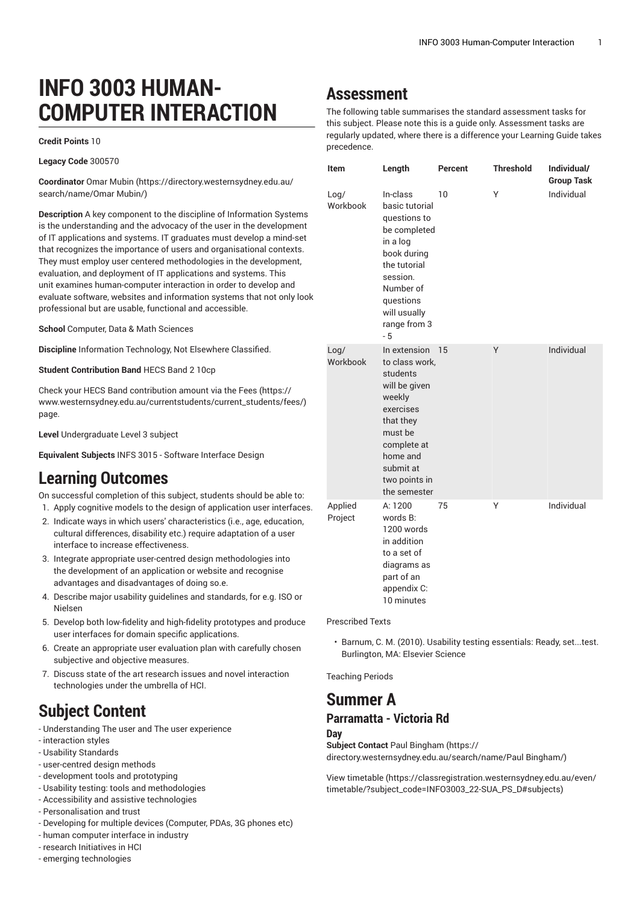# INFO 3003 HUMAN-COMPUTER INTERACTION

**Credit Points** 10

**Legacy Code** 300570

**Coordinator** Omar Mubin (https://directory.westernsydney.edu.au/search/name/Omar Mubin/)

**Description** A key component to the discipline of Information Systems is the understanding and the advocacy of the user in the development of IT applications and systems. IT graduates must develop a mind-set that recognizes the importance of users and organisational contexts. They must employ user centered methodologies in the development, evaluation, and deployment of IT applications and systems. This unit examines human-computer interaction in order to develop and evaluate software, websites and information systems that not only look professional but are usable, functional and accessible.

**School** Computer, Data & Math Sciences

**Discipline** Information Technology, Not Elsewhere Classified.

**Student Contribution Band** HECS Band 2 10cp

Check your HECS Band contribution amount via the Fees (https://www.westernsydney.edu.au/currentstudents/current_students/fees/) page.

**Level** Undergraduate Level 3 subject

**Equivalent Subjects** INFS 3015 - Software Interface Design

## Learning Outcomes

On successful completion of this subject, students should be able to:

1. Apply cognitive models to the design of application user interfaces.
2. Indicate ways in which users' characteristics (i.e., age, education, cultural differences, disability etc.) require adaptation of a user interface to increase effectiveness.
3. Integrate appropriate user-centred design methodologies into the development of an application or website and recognise advantages and disadvantages of doing so.e.
4. Describe major usability guidelines and standards, for e.g. ISO or Nielsen
5. Develop both low-fidelity and high-fidelity prototypes and produce user interfaces for domain specific applications.
6. Create an appropriate user evaluation plan with carefully chosen subjective and objective measures.
7. Discuss state of the art research issues and novel interaction technologies under the umbrella of HCI.

## Subject Content

- Understanding The user and The user experience
- interaction styles
- Usability Standards
- user-centred design methods
- development tools and prototyping
- Usability testing: tools and methodologies
- Accessibility and assistive technologies
- Personalisation and trust
- Developing for multiple devices (Computer, PDAs, 3G phones etc)
- human computer interface in industry
- research Initiatives in HCI
- emerging technologies

## Assessment

The following table summarises the standard assessment tasks for this subject. Please note this is a guide only. Assessment tasks are regularly updated, where there is a difference your Learning Guide takes precedence.

| Item | Length | Percent | Threshold | Individual/ Group Task |
|---|---|---|---|---|
| Log/ Workbook | In-class basic tutorial questions to be completed in a log book during the tutorial session. Number of questions will usually range from 3 - 5 | 10 | Y | Individual |
| Log/ Workbook | In extension to class work, students will be given weekly exercises that they must be complete at home and submit at two points in the semester | 15 | Y | Individual |
| Applied Project | A: 1200 words B: 1200 words in addition to a set of diagrams as part of an appendix C: 10 minutes | 75 | Y | Individual |

Prescribed Texts

- Barnum, C. M. (2010). Usability testing essentials: Ready, set...test. Burlington, MA: Elsevier Science

Teaching Periods

## Summer A

### Parramatta - Victoria Rd

#### Day

**Subject Contact** Paul Bingham (https://directory.westernsydney.edu.au/search/name/Paul Bingham/)

View timetable (https://classregistration.westernsydney.edu.au/even/timetable/?subject_code=INFO3003_22-SUA_PS_D#subjects)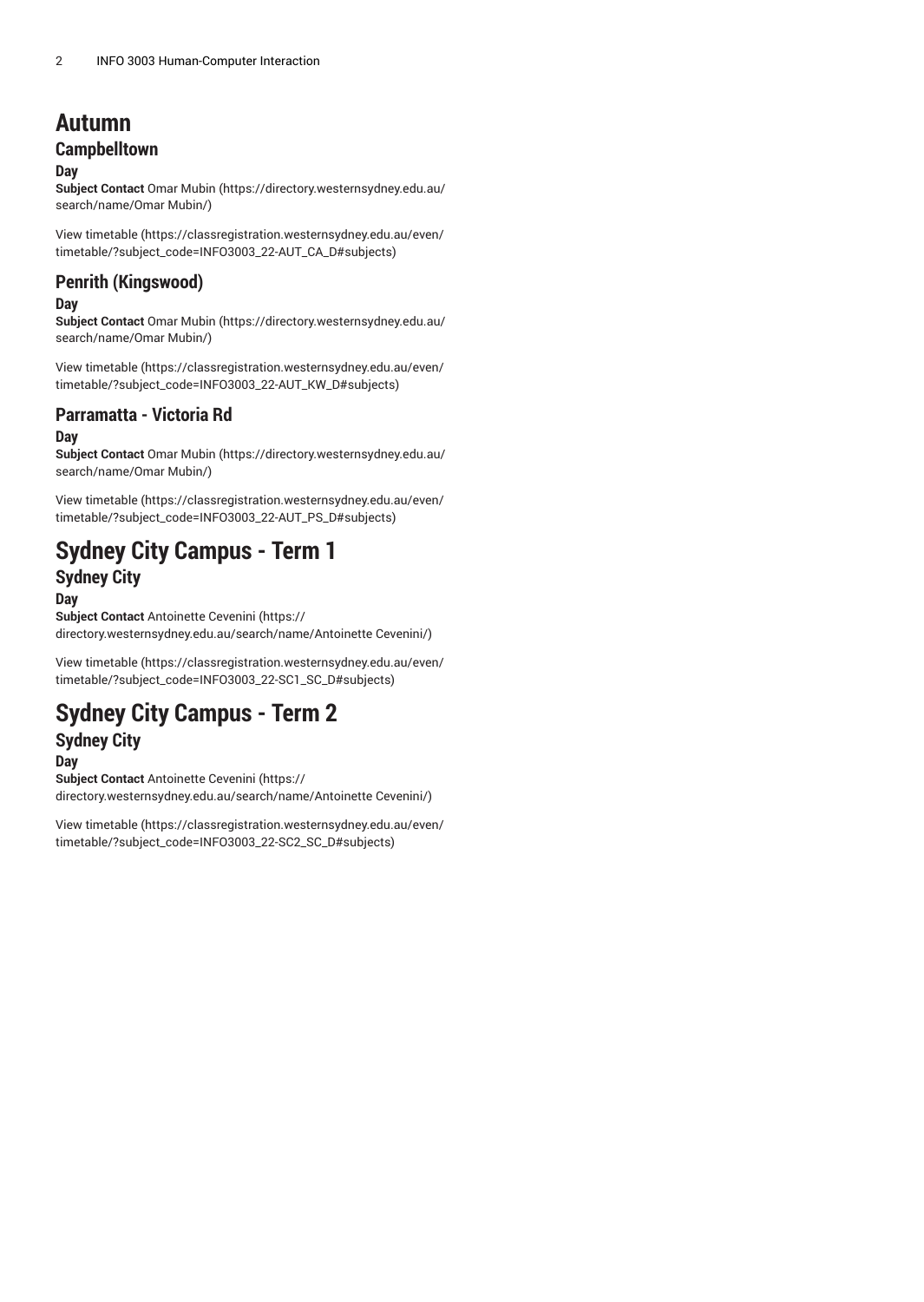# Autumn

## Campbelltown

### Day

**Subject Contact** Omar Mubin (https://directory.westernsydney.edu.au/search/name/Omar Mubin/)

View timetable (https://classregistration.westernsydney.edu.au/even/timetable/?subject_code=INFO3003_22-AUT_CA_D#subjects)

## Penrith (Kingswood)

### Day

**Subject Contact** Omar Mubin (https://directory.westernsydney.edu.au/search/name/Omar Mubin/)

View timetable (https://classregistration.westernsydney.edu.au/even/timetable/?subject_code=INFO3003_22-AUT_KW_D#subjects)

## Parramatta - Victoria Rd

### Day

**Subject Contact** Omar Mubin (https://directory.westernsydney.edu.au/search/name/Omar Mubin/)

View timetable (https://classregistration.westernsydney.edu.au/even/timetable/?subject_code=INFO3003_22-AUT_PS_D#subjects)

# Sydney City Campus - Term 1

## Sydney City

### Day

**Subject Contact** Antoinette Cevenini (https://directory.westernsydney.edu.au/search/name/Antoinette Cevenini/)

View timetable (https://classregistration.westernsydney.edu.au/even/timetable/?subject_code=INFO3003_22-SC1_SC_D#subjects)

# Sydney City Campus - Term 2

## Sydney City

### Day

**Subject Contact** Antoinette Cevenini (https://directory.westernsydney.edu.au/search/name/Antoinette Cevenini/)

View timetable (https://classregistration.westernsydney.edu.au/even/timetable/?subject_code=INFO3003_22-SC2_SC_D#subjects)